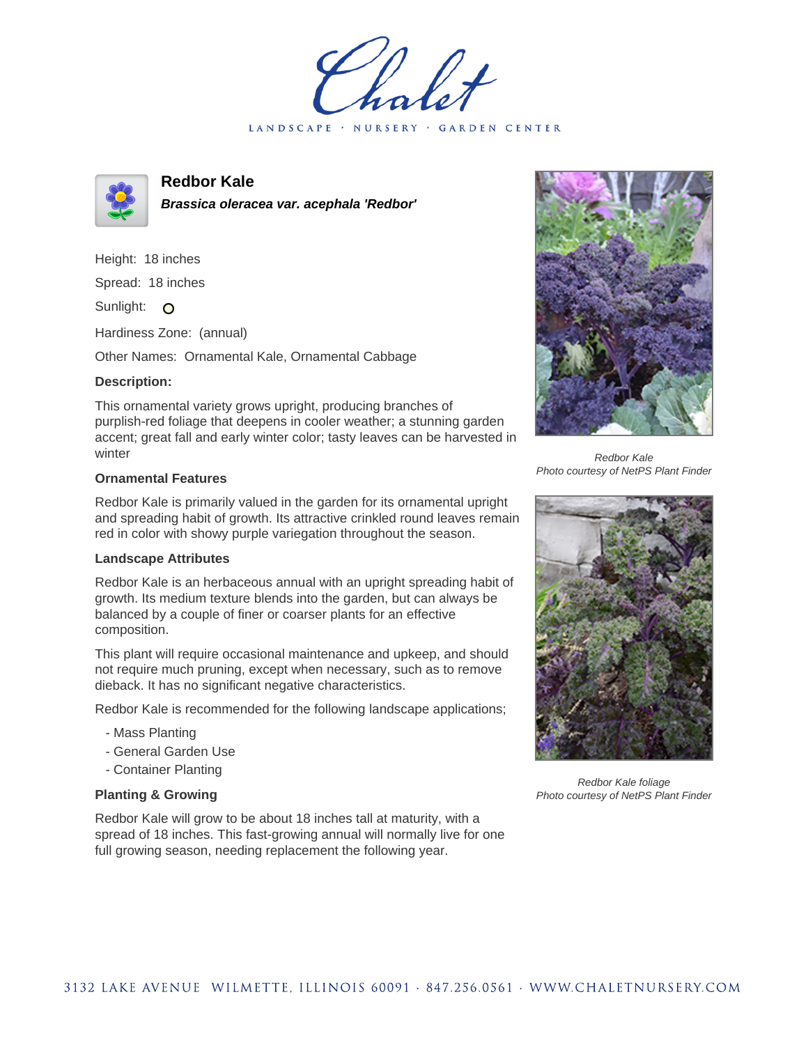# Redbor Kale

***Brassica oleracea var. acephala 'Redbor'***

Height: 18 inches

Spread: 18 inches

Sunlight:

Hardiness Zone: (annual)

Other Names: Ornamental Kale, Ornamental Cabbage

**Description:**

This ornamental variety grows upright, producing branches of purplish-red foliage that deepens in cooler weather; a stunning garden accent; great fall and early winter color; tasty leaves can be harvested in winter

### Ornamental Features

Redbor Kale is primarily valued in the garden for its ornamental upright and spreading habit of growth. Its attractive crinkled round leaves remain red in color with showy purple variegation throughout the season.

### Landscape Attributes

Redbor Kale is an herbaceous annual with an upright spreading habit of growth. Its medium texture blends into the garden, but can always be balanced by a couple of finer or coarser plants for an effective composition.

This plant will require occasional maintenance and upkeep, and should not require much pruning, except when necessary, such as to remove dieback. It has no significant negative characteristics.

Redbor Kale is recommended for the following landscape applications;

- Mass Planting
- General Garden Use
- Container Planting

### Planting & Growing

Redbor Kale will grow to be about 18 inches tall at maturity, with a spread of 18 inches. This fast-growing annual will normally live for one full growing season, needing replacement the following year.

*Redbor Kale*
*Photo courtesy of NetPS Plant Finder*

*Redbor Kale foliage*
*Photo courtesy of NetPS Plant Finder*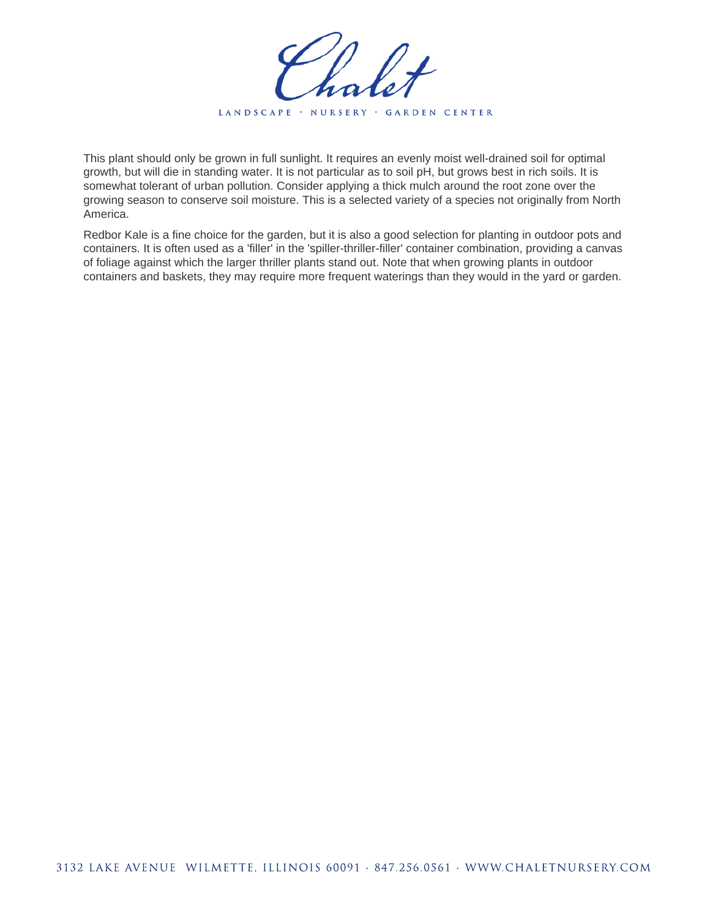This plant should only be grown in full sunlight. It requires an evenly moist well-drained soil for optimal growth, but will die in standing water. It is not particular as to soil pH, but grows best in rich soils. It is somewhat tolerant of urban pollution. Consider applying a thick mulch around the root zone over the growing season to conserve soil moisture. This is a selected variety of a species not originally from North America.

Redbor Kale is a fine choice for the garden, but it is also a good selection for planting in outdoor pots and containers. It is often used as a 'filler' in the 'spiller-thriller-filler' container combination, providing a canvas of foliage against which the larger thriller plants stand out. Note that when growing plants in outdoor containers and baskets, they may require more frequent waterings than they would in the yard or garden.